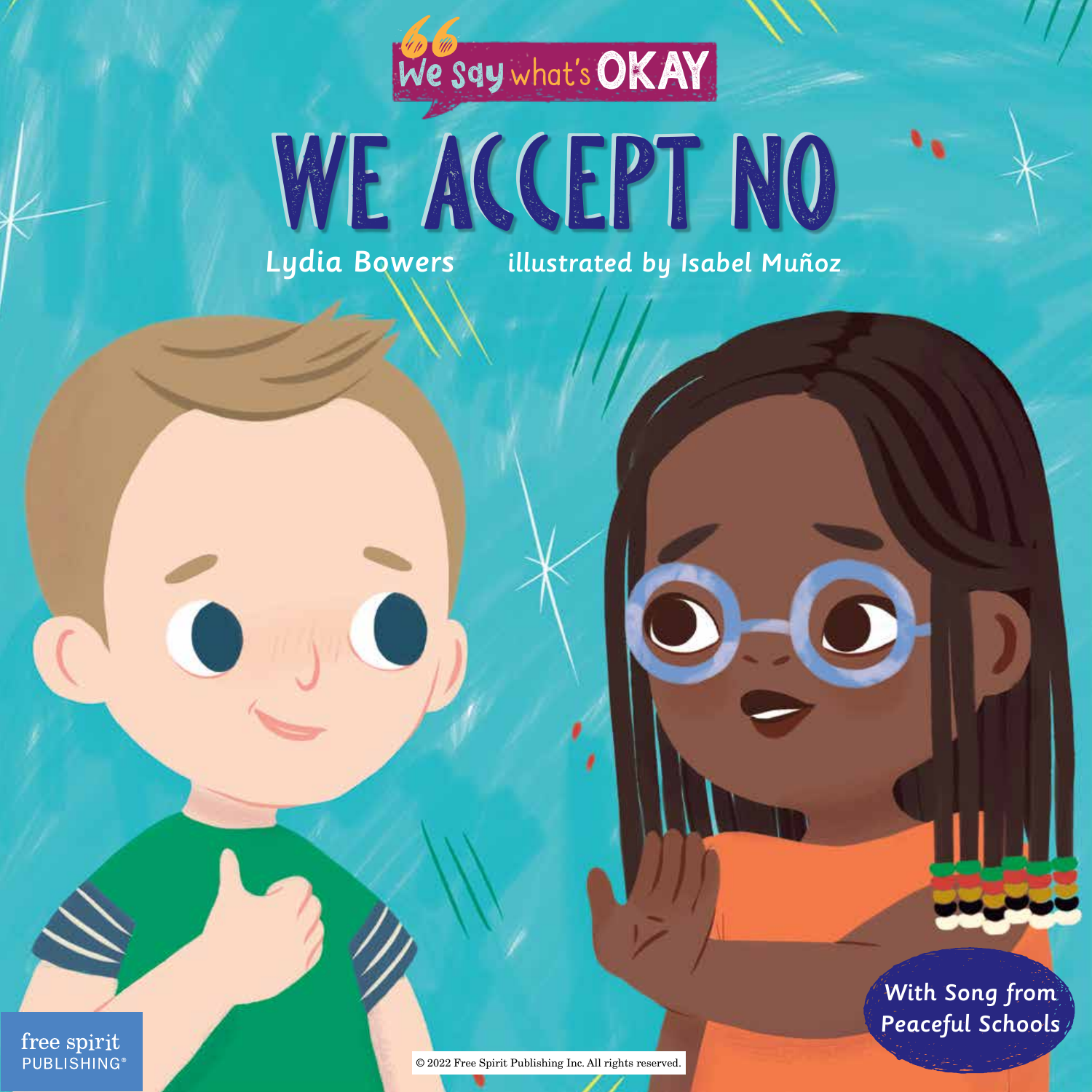We Say what's OKAY

# WE ACCEPT NO

Lydia Bowers

illustrated by Isabel Muñoz

With Song from Peaceful Schools

free spirit PUBLISHING®

© 2022 Free Spirit Publishing Inc. All rights reserved.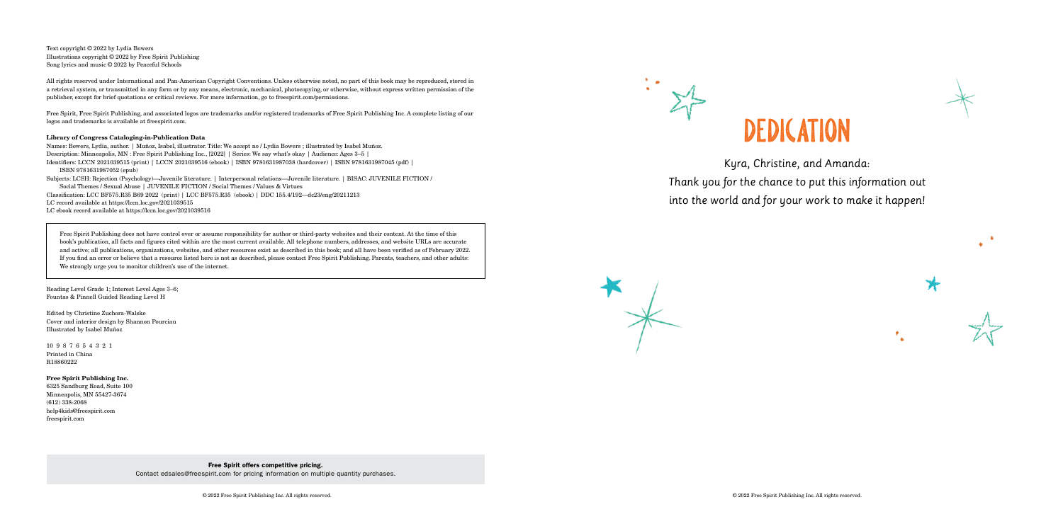Text copyright © 2022 by Lydia Bowers
Illustrations copyright © 2022 by Free Spirit Publishing
Song lyrics and music © 2022 by Peaceful Schools

All rights reserved under International and Pan-American Copyright Conventions. Unless otherwise noted, no part of this book may be reproduced, stored in a retrieval system, or transmitted in any form or by any means, electronic, mechanical, photocopying, or otherwise, without express written permission of the publisher, except for brief quotations or critical reviews. For more information, go to freespirit.com/permissions.

Free Spirit, Free Spirit Publishing, and associated logos are trademarks and/or registered trademarks of Free Spirit Publishing Inc. A complete listing of our logos and trademarks is available at freespirit.com.

**Library of Congress Cataloging-in-Publication Data**

Names: Bowers, Lydia, author. | Muñoz, Isabel, illustrator. Title: We accept no / Lydia Bowers ; illustrated by Isabel Muñoz.
Description: Minneapolis, MN : Free Spirit Publishing Inc., [2022] | Series: We say what's okay | Audience: Ages 3–5 |
Identifiers: LCCN 2021039515 (print) | LCCN 2021039516 (ebook) | ISBN 9781631987038 (hardcover) | ISBN 9781631987045 (pdf) | ISBN 9781631987052 (epub)
Subjects: LCSH: Rejection (Psychology)—Juvenile literature. | Interpersonal relations—Juvenile literature. | BISAC: JUVENILE FICTION / Social Themes / Sexual Abuse | JUVENILE FICTION / Social Themes / Values & Virtues
Classification: LCC BF575.R35 B69 2022 (print) | LCC BF575.R35 (ebook) | DDC 155.4/192—dc23/eng/20211213
LC record available at https://lccn.loc.gov/2021039515
LC ebook record available at https://lccn.loc.gov/2021039516

Free Spirit Publishing does not have control over or assume responsibility for author or third-party websites and their content. At the time of this book's publication, all facts and figures cited within are the most current available. All telephone numbers, addresses, and website URLs are accurate and active; all publications, organizations, websites, and other resources exist as described in this book; and all have been verified as of February 2022. If you find an error or believe that a resource listed here is not as described, please contact Free Spirit Publishing. Parents, teachers, and other adults: We strongly urge you to monitor children's use of the internet.

Reading Level Grade 1; Interest Level Ages 3–6;
Fountas & Pinnell Guided Reading Level H

Edited by Christine Zuchora-Walske
Cover and interior design by Shannon Pourciau
Illustrated by Isabel Muñoz

10 9 8 7 6 5 4 3 2 1
Printed in China
R18860222

**Free Spirit Publishing Inc.**
6325 Sandburg Road, Suite 100
Minneapolis, MN 55427-3674
(612) 338-2068
help4kids@freespirit.com
freespirit.com

**Free Spirit offers competitive pricing.**
Contact edsales@freespirit.com for pricing information on multiple quantity purchases.

© 2022 Free Spirit Publishing Inc. All rights reserved.

# DEDICATION

Kyra, Christine, and Amanda:
Thank you for the chance to put this information out into the world and for your work to make it happen!

© 2022 Free Spirit Publishing Inc. All rights reserved.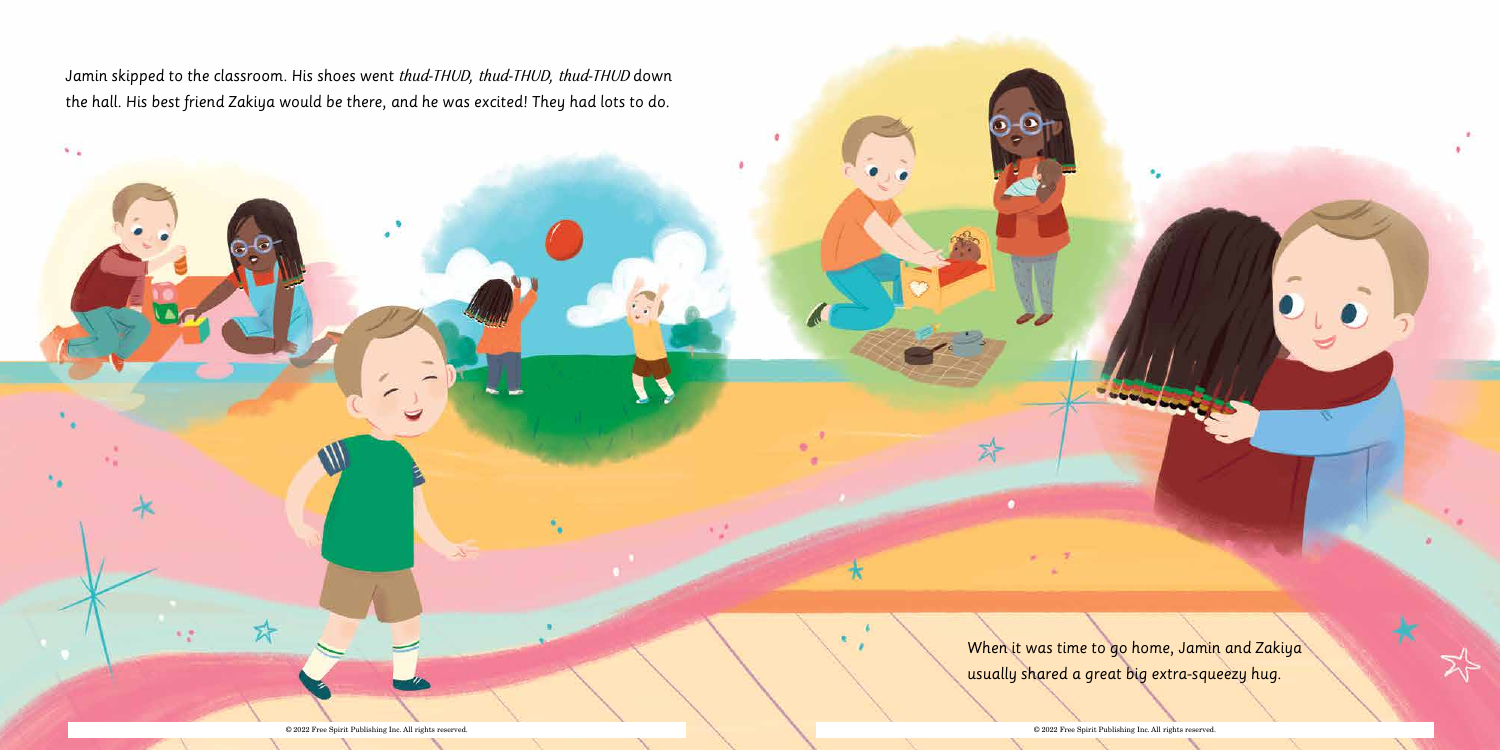Jamin skipped to the classroom. His shoes went *thud-THUD, thud-THUD, thud-THUD* down the hall. His best friend Zakiya would be there, and he was excited! They had lots to do.

When it was time to go home, Jamin and Zakiya usually shared a great big extra-squeezy hug.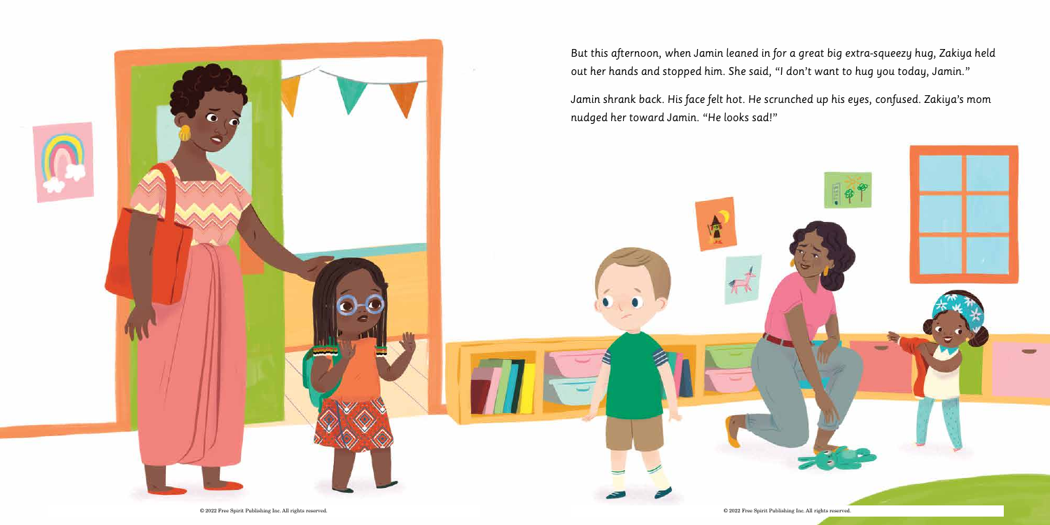But this afternoon, when Jamin leaned in for a great big extra-squeezy hug, Zakiya held out her hands and stopped him. She said, "I don't want to hug you today, Jamin."

Jamin shrank back. His face felt hot. He scrunched up his eyes, confused. Zakiya's mom nudged her toward Jamin. "He looks sad!"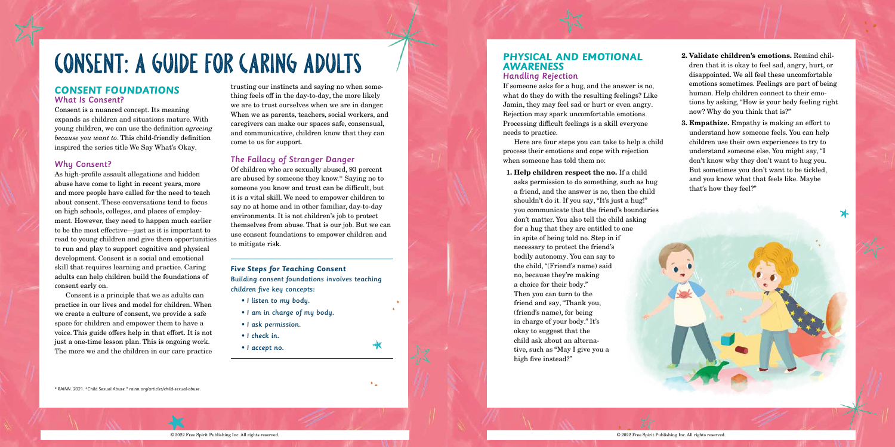# CONSENT: A GUIDE FOR CARING ADULTS

## CONSENT FOUNDATIONS

### What Is Consent?

Consent is a nuanced concept. Its meaning expands as children and situations mature. With young children, we can use the definition *agreeing because you want to*. This child-friendly definition inspired the series title We Say What's Okay.

### Why Consent?

As high-profile assault allegations and hidden abuse have come to light in recent years, more and more people have called for the need to teach about consent. These conversations tend to focus on high schools, colleges, and places of employment. However, they need to happen much earlier to be the most effective—just as it is important to read to young children and give them opportunities to run and play to support cognitive and physical development. Consent is a social and emotional skill that requires learning and practice. Caring adults can help children build the foundations of consent early on.

Consent is a principle that we as adults can practice in our lives and model for children. When we create a culture of consent, we provide a safe space for children and empower them to have a voice. This guide offers help in that effort. It is not just a one-time lesson plan. This is ongoing work. The more we and the children in our care practice trusting our instincts and saying no when something feels off in the day-to-day, the more likely we are to trust ourselves when we are in danger. When we as parents, teachers, social workers, and caregivers can make our spaces safe, consensual, and communicative, children know that they can come to us for support.

### The Fallacy of Stranger Danger

Of children who are sexually abused, 93 percent are abused by someone they know.* Saying no to someone you know and trust can be difficult, but it is a vital skill. We need to empower children to say no at home and in other familiar, day-to-day environments. It is not children's job to protect themselves from abuse. That is our job. But we can use consent foundations to empower children and to mitigate risk.

**Five Steps for Teaching Consent**

Building consent foundations involves teaching children five key concepts:

- I listen to my body.
- I am in charge of my body.
- I ask permission.
- I check in.
- I accept no.

\* RAINN. 2021. "Child Sexual Abuse." rainn.org/articles/child-sexual-abuse.

## PHYSICAL AND EMOTIONAL AWARENESS

### Handling Rejection

If someone asks for a hug, and the answer is no, what do they do with the resulting feelings? Like Jamin, they may feel sad or hurt or even angry. Rejection may spark uncomfortable emotions. Processing difficult feelings is a skill everyone needs to practice.

Here are four steps you can take to help a child process their emotions and cope with rejection when someone has told them no:

1. **Help children respect the no.** If a child asks permission to do something, such as hug a friend, and the answer is no, then the child shouldn't do it. If you say, "It's just a hug!" you communicate that the friend's boundaries don't matter. You also tell the child asking for a hug that they are entitled to one in spite of being told no. Step in if necessary to protect the friend's bodily autonomy. You can say to the child, "(Friend's name) said no, because they're making a choice for their body." Then you can turn to the friend and say, "Thank you, (friend's name), for being in charge of your body." It's okay to suggest that the child ask about an alternative, such as "May I give you a high five instead?"
2. **Validate children's emotions.** Remind children that it is okay to feel sad, angry, hurt, or disappointed. We all feel these uncomfortable emotions sometimes. Feelings are part of being human. Help children connect to their emotions by asking, "How is your body feeling right now? Why do you think that is?"
3. **Empathize.** Empathy is making an effort to understand how someone feels. You can help children use their own experiences to try to understand someone else. You might say, "I don't know why they don't want to hug you. But sometimes you don't want to be tickled, and you know what that feels like. Maybe that's how they feel?"

© 2022 Free Spirit Publishing Inc. All rights reserved.